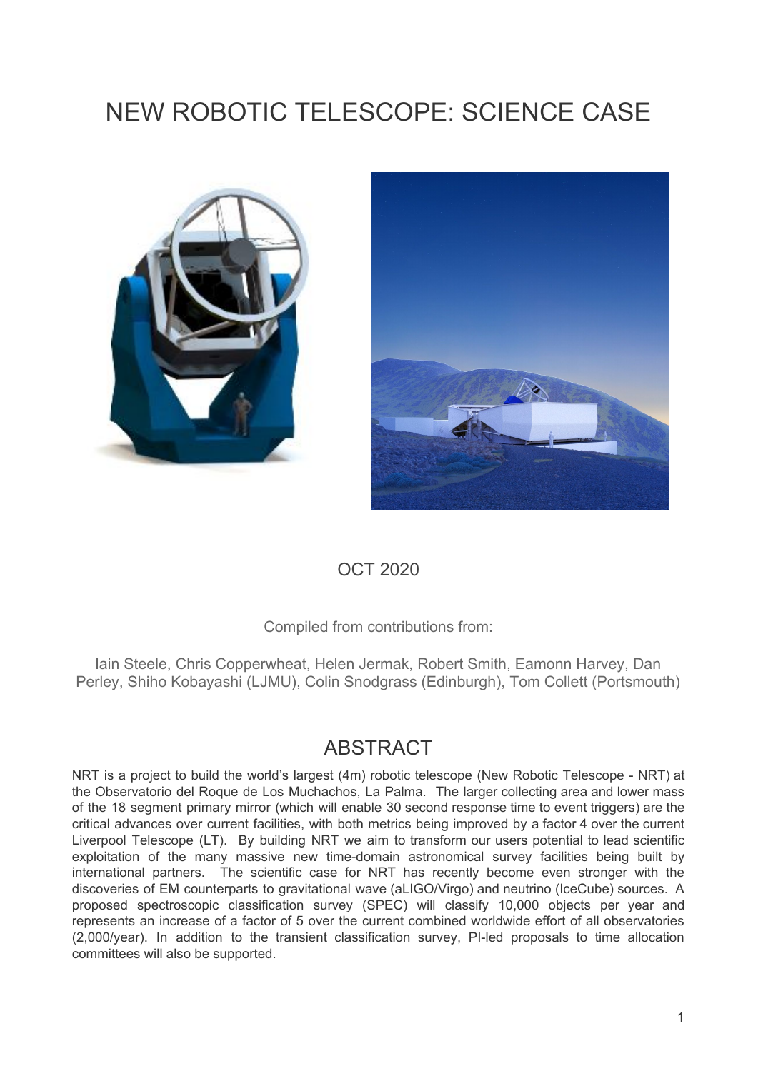# NEW ROBOTIC TELESCOPE: SCIENCE CASE

OCT 2020

Compiled from contributions from:

Iain Steele, Chris Copperwheat, Helen Jermak, Robert Smith, Eamonn Harvey, Dan Perley, Shiho Kobayashi (LJMU), Colin Snodgrass (Edinburgh), Tom Collett (Portsmouth)

## ABSTRACT

NRT is a project to build the world's largest (4m) robotic telescope (New Robotic Telescope - NRT) at the Observatorio del Roque de Los Muchachos, La Palma. The larger collecting area and lower mass of the 18 segment primary mirror (which will enable 30 second response time to event triggers) are the critical advances over current facilities, with both metrics being improved by a factor 4 over the current Liverpool Telescope (LT). By building NRT we aim to transform our users potential to lead scientific exploitation of the many massive new time-domain astronomical survey facilities being built by international partners. The scientific case for NRT has recently become even stronger with the discoveries of EM counterparts to gravitational wave (aLIGO/Virgo) and neutrino (IceCube) sources. A proposed spectroscopic classification survey (SPEC) will classify 10,000 objects per year and represents an increase of a factor of 5 over the current combined worldwide effort of all observatories (2,000/year). In addition to the transient classification survey, PI-led proposals to time allocation committees will also be supported.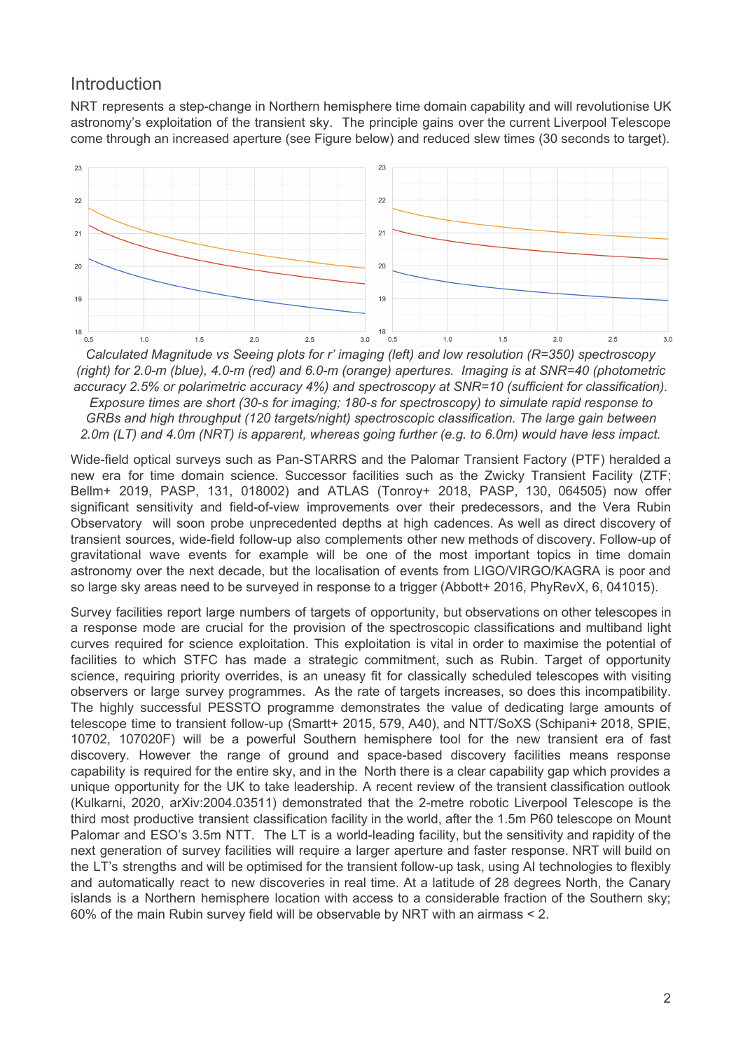## Introduction

NRT represents a step-change in Northern hemisphere time domain capability and will revolutionise UK astronomy's exploitation of the transient sky. The principle gains over the current Liverpool Telescope come through an increased aperture (see Figure below) and reduced slew times (30 seconds to target).

*Calculated Magnitude vs Seeing plots for r' imaging (left) and low resolution (R=350) spectroscopy (right) for 2.0-m (blue), 4.0-m (red) and 6.0-m (orange) apertures. Imaging is at SNR=40 (photometric accuracy 2.5% or polarimetric accuracy 4%) and spectroscopy at SNR=10 (sufficient for classification). Exposure times are short (30-s for imaging; 180-s for spectroscopy) to simulate rapid response to GRBs and high throughput (120 targets/night) spectroscopic classification. The large gain between 2.0m (LT) and 4.0m (NRT) is apparent, whereas going further (e.g. to 6.0m) would have less impact.*

Wide-field optical surveys such as Pan-STARRS and the Palomar Transient Factory (PTF) heralded a new era for time domain science. Successor facilities such as the Zwicky Transient Facility (ZTF; Bellm+ 2019, PASP, 131, 018002) and ATLAS (Tonroy+ 2018, PASP, 130, 064505) now offer significant sensitivity and field-of-view improvements over their predecessors, and the Vera Rubin Observatory will soon probe unprecedented depths at high cadences. As well as direct discovery of transient sources, wide-field follow-up also complements other new methods of discovery. Follow-up of gravitational wave events for example will be one of the most important topics in time domain astronomy over the next decade, but the localisation of events from LIGO/VIRGO/KAGRA is poor and so large sky areas need to be surveyed in response to a trigger (Abbott+ 2016, PhyRevX, 6, 041015).

Survey facilities report large numbers of targets of opportunity, but observations on other telescopes in a response mode are crucial for the provision of the spectroscopic classifications and multiband light curves required for science exploitation. This exploitation is vital in order to maximise the potential of facilities to which STFC has made a strategic commitment, such as Rubin. Target of opportunity science, requiring priority overrides, is an uneasy fit for classically scheduled telescopes with visiting observers or large survey programmes. As the rate of targets increases, so does this incompatibility. The highly successful PESSTO programme demonstrates the value of dedicating large amounts of telescope time to transient follow-up (Smartt+ 2015, 579, A40), and NTT/SoXS (Schipani+ 2018, SPIE, 10702, 107020F) will be a powerful Southern hemisphere tool for the new transient era of fast discovery. However the range of ground and space-based discovery facilities means response capability is required for the entire sky, and in the North there is a clear capability gap which provides a unique opportunity for the UK to take leadership. A recent review of the transient classification outlook (Kulkarni, 2020, arXiv:2004.03511) demonstrated that the 2-metre robotic Liverpool Telescope is the third most productive transient classification facility in the world, after the 1.5m P60 telescope on Mount Palomar and ESO's 3.5m NTT. The LT is a world-leading facility, but the sensitivity and rapidity of the next generation of survey facilities will require a larger aperture and faster response. NRT will build on the LT's strengths and will be optimised for the transient follow-up task, using AI technologies to flexibly and automatically react to new discoveries in real time. At a latitude of 28 degrees North, the Canary islands is a Northern hemisphere location with access to a considerable fraction of the Southern sky; 60% of the main Rubin survey field will be observable by NRT with an airmass < 2.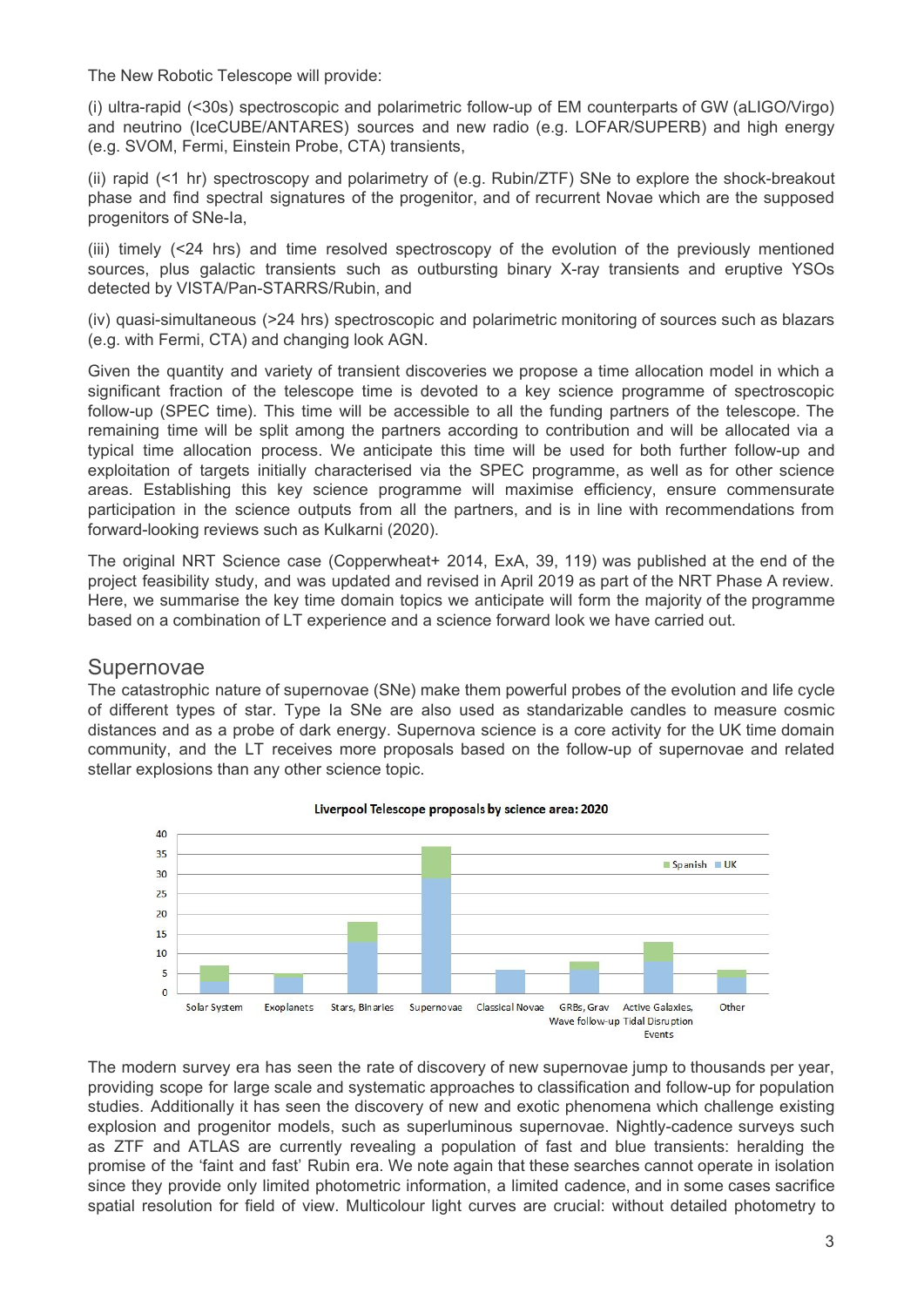The New Robotic Telescope will provide:

(i) ultra-rapid (<30s) spectroscopic and polarimetric follow-up of EM counterparts of GW (aLIGO/Virgo) and neutrino (IceCUBE/ANTARES) sources and new radio (e.g. LOFAR/SUPERB) and high energy (e.g. SVOM, Fermi, Einstein Probe, CTA) transients,

(ii) rapid (<1 hr) spectroscopy and polarimetry of (e.g. Rubin/ZTF) SNe to explore the shock-breakout phase and find spectral signatures of the progenitor, and of recurrent Novae which are the supposed progenitors of SNe-Ia,

(iii) timely (<24 hrs) and time resolved spectroscopy of the evolution of the previously mentioned sources, plus galactic transients such as outbursting binary X-ray transients and eruptive YSOs detected by VISTA/Pan-STARRS/Rubin, and

(iv) quasi-simultaneous (>24 hrs) spectroscopic and polarimetric monitoring of sources such as blazars (e.g. with Fermi, CTA) and changing look AGN.

Given the quantity and variety of transient discoveries we propose a time allocation model in which a significant fraction of the telescope time is devoted to a key science programme of spectroscopic follow-up (SPEC time). This time will be accessible to all the funding partners of the telescope. The remaining time will be split among the partners according to contribution and will be allocated via a typical time allocation process. We anticipate this time will be used for both further follow-up and exploitation of targets initially characterised via the SPEC programme, as well as for other science areas. Establishing this key science programme will maximise efficiency, ensure commensurate participation in the science outputs from all the partners, and is in line with recommendations from forward-looking reviews such as Kulkarni (2020).

The original NRT Science case (Copperwheat+ 2014, ExA, 39, 119) was published at the end of the project feasibility study, and was updated and revised in April 2019 as part of the NRT Phase A review. Here, we summarise the key time domain topics we anticipate will form the majority of the programme based on a combination of LT experience and a science forward look we have carried out.

## Supernovae

The catastrophic nature of supernovae (SNe) make them powerful probes of the evolution and life cycle of different types of star. Type Ia SNe are also used as standarizable candles to measure cosmic distances and as a probe of dark energy. Supernova science is a core activity for the UK time domain community, and the LT receives more proposals based on the follow-up of supernovae and related stellar explosions than any other science topic.

**Liverpool Telescope proposals by science area: 2020**

The modern survey era has seen the rate of discovery of new supernovae jump to thousands per year, providing scope for large scale and systematic approaches to classification and follow-up for population studies. Additionally it has seen the discovery of new and exotic phenomena which challenge existing explosion and progenitor models, such as superluminous supernovae. Nightly-cadence surveys such as ZTF and ATLAS are currently revealing a population of fast and blue transients: heralding the promise of the 'faint and fast' Rubin era. We note again that these searches cannot operate in isolation since they provide only limited photometric information, a limited cadence, and in some cases sacrifice spatial resolution for field of view. Multicolour light curves are crucial: without detailed photometry to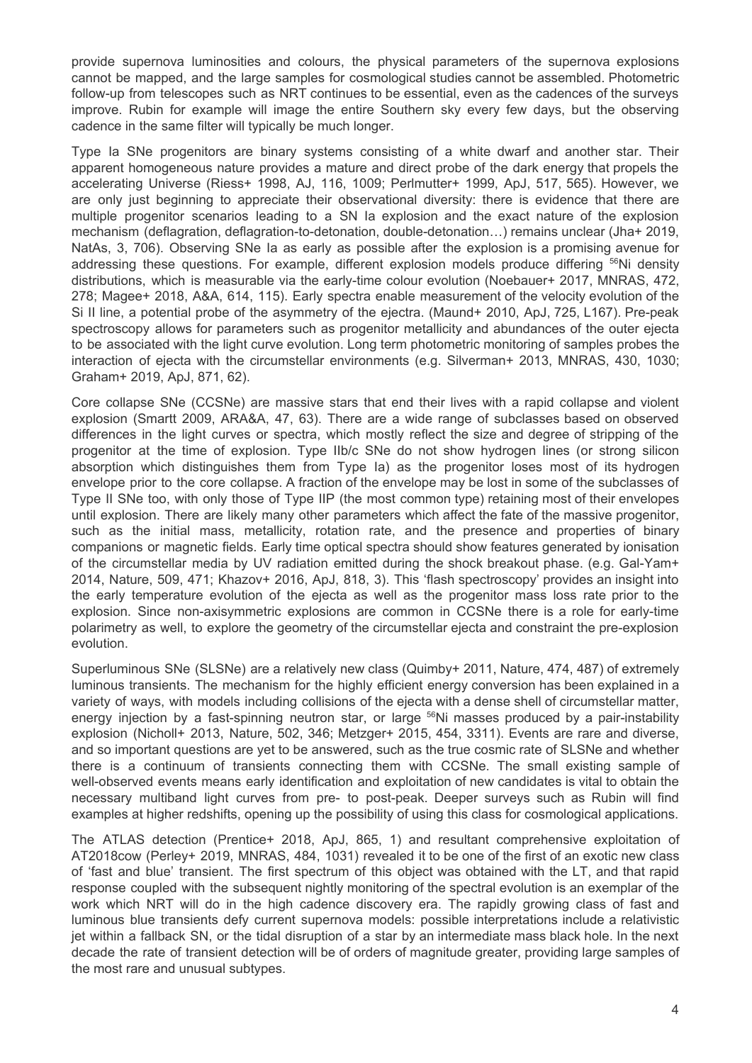provide supernova luminosities and colours, the physical parameters of the supernova explosions cannot be mapped, and the large samples for cosmological studies cannot be assembled. Photometric follow-up from telescopes such as NRT continues to be essential, even as the cadences of the surveys improve. Rubin for example will image the entire Southern sky every few days, but the observing cadence in the same filter will typically be much longer.

Type Ia SNe progenitors are binary systems consisting of a white dwarf and another star. Their apparent homogeneous nature provides a mature and direct probe of the dark energy that propels the accelerating Universe (Riess+ 1998, AJ, 116, 1009; Perlmutter+ 1999, ApJ, 517, 565). However, we are only just beginning to appreciate their observational diversity: there is evidence that there are multiple progenitor scenarios leading to a SN Ia explosion and the exact nature of the explosion mechanism (deflagration, deflagration-to-detonation, double-detonation…) remains unclear (Jha+ 2019, NatAs, 3, 706). Observing SNe Ia as early as possible after the explosion is a promising avenue for addressing these questions. For example, different explosion models produce differing $^{56}$Ni density distributions, which is measurable via the early-time colour evolution (Noebauer+ 2017, MNRAS, 472, 278; Magee+ 2018, A&A, 614, 115). Early spectra enable measurement of the velocity evolution of the Si II line, a potential probe of the asymmetry of the ejectra. (Maund+ 2010, ApJ, 725, L167). Pre-peak spectroscopy allows for parameters such as progenitor metallicity and abundances of the outer ejecta to be associated with the light curve evolution. Long term photometric monitoring of samples probes the interaction of ejecta with the circumstellar environments (e.g. Silverman+ 2013, MNRAS, 430, 1030; Graham+ 2019, ApJ, 871, 62).

Core collapse SNe (CCSNe) are massive stars that end their lives with a rapid collapse and violent explosion (Smartt 2009, ARA&A, 47, 63). There are a wide range of subclasses based on observed differences in the light curves or spectra, which mostly reflect the size and degree of stripping of the progenitor at the time of explosion. Type IIb/c SNe do not show hydrogen lines (or strong silicon absorption which distinguishes them from Type Ia) as the progenitor loses most of its hydrogen envelope prior to the core collapse. A fraction of the envelope may be lost in some of the subclasses of Type II SNe too, with only those of Type IIP (the most common type) retaining most of their envelopes until explosion. There are likely many other parameters which affect the fate of the massive progenitor, such as the initial mass, metallicity, rotation rate, and the presence and properties of binary companions or magnetic fields. Early time optical spectra should show features generated by ionisation of the circumstellar media by UV radiation emitted during the shock breakout phase. (e.g. Gal-Yam+ 2014, Nature, 509, 471; Khazov+ 2016, ApJ, 818, 3). This 'flash spectroscopy' provides an insight into the early temperature evolution of the ejecta as well as the progenitor mass loss rate prior to the explosion. Since non-axisymmetric explosions are common in CCSNe there is a role for early-time polarimetry as well, to explore the geometry of the circumstellar ejecta and constraint the pre-explosion evolution.

Superluminous SNe (SLSNe) are a relatively new class (Quimby+ 2011, Nature, 474, 487) of extremely luminous transients. The mechanism for the highly efficient energy conversion has been explained in a variety of ways, with models including collisions of the ejecta with a dense shell of circumstellar matter, energy injection by a fast-spinning neutron star, or large $^{56}$Ni masses produced by a pair-instability explosion (Nicholl+ 2013, Nature, 502, 346; Metzger+ 2015, 454, 3311). Events are rare and diverse, and so important questions are yet to be answered, such as the true cosmic rate of SLSNe and whether there is a continuum of transients connecting them with CCSNe. The small existing sample of well-observed events means early identification and exploitation of new candidates is vital to obtain the necessary multiband light curves from pre- to post-peak. Deeper surveys such as Rubin will find examples at higher redshifts, opening up the possibility of using this class for cosmological applications.

The ATLAS detection (Prentice+ 2018, ApJ, 865, 1) and resultant comprehensive exploitation of AT2018cow (Perley+ 2019, MNRAS, 484, 1031) revealed it to be one of the first of an exotic new class of 'fast and blue' transient. The first spectrum of this object was obtained with the LT, and that rapid response coupled with the subsequent nightly monitoring of the spectral evolution is an exemplar of the work which NRT will do in the high cadence discovery era. The rapidly growing class of fast and luminous blue transients defy current supernova models: possible interpretations include a relativistic jet within a fallback SN, or the tidal disruption of a star by an intermediate mass black hole. In the next decade the rate of transient detection will be of orders of magnitude greater, providing large samples of the most rare and unusual subtypes.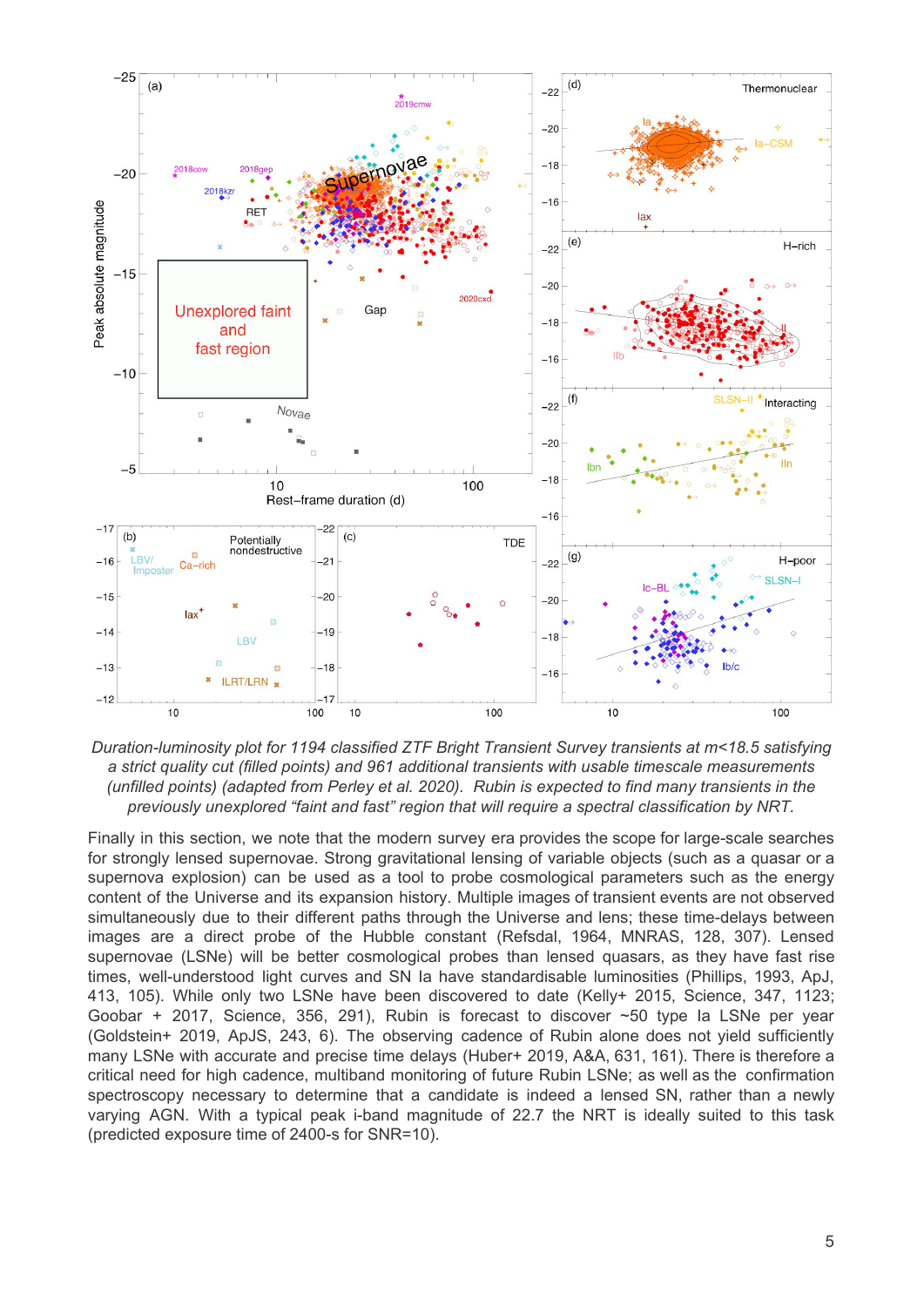*Duration-luminosity plot for 1194 classified ZTF Bright Transient Survey transients at m<18.5 satisfying a strict quality cut (filled points) and 961 additional transients with usable timescale measurements (unfilled points) (adapted from Perley et al. 2020). Rubin is expected to find many transients in the previously unexplored "faint and fast" region that will require a spectral classification by NRT.*

Finally in this section, we note that the modern survey era provides the scope for large-scale searches for strongly lensed supernovae. Strong gravitational lensing of variable objects (such as a quasar or a supernova explosion) can be used as a tool to probe cosmological parameters such as the energy content of the Universe and its expansion history. Multiple images of transient events are not observed simultaneously due to their different paths through the Universe and lens; these time-delays between images are a direct probe of the Hubble constant (Refsdal, 1964, MNRAS, 128, 307). Lensed supernovae (LSNe) will be better cosmological probes than lensed quasars, as they have fast rise times, well-understood light curves and SN Ia have standardisable luminosities (Phillips, 1993, ApJ, 413, 105). While only two LSNe have been discovered to date (Kelly+ 2015, Science, 347, 1123; Goobar + 2017, Science, 356, 291), Rubin is forecast to discover ~50 type Ia LSNe per year (Goldstein+ 2019, ApJS, 243, 6). The observing cadence of Rubin alone does not yield sufficiently many LSNe with accurate and precise time delays (Huber+ 2019, A&A, 631, 161). There is therefore a critical need for high cadence, multiband monitoring of future Rubin LSNe; as well as the confirmation spectroscopy necessary to determine that a candidate is indeed a lensed SN, rather than a newly varying AGN. With a typical peak i-band magnitude of 22.7 the NRT is ideally suited to this task (predicted exposure time of 2400-s for SNR=10).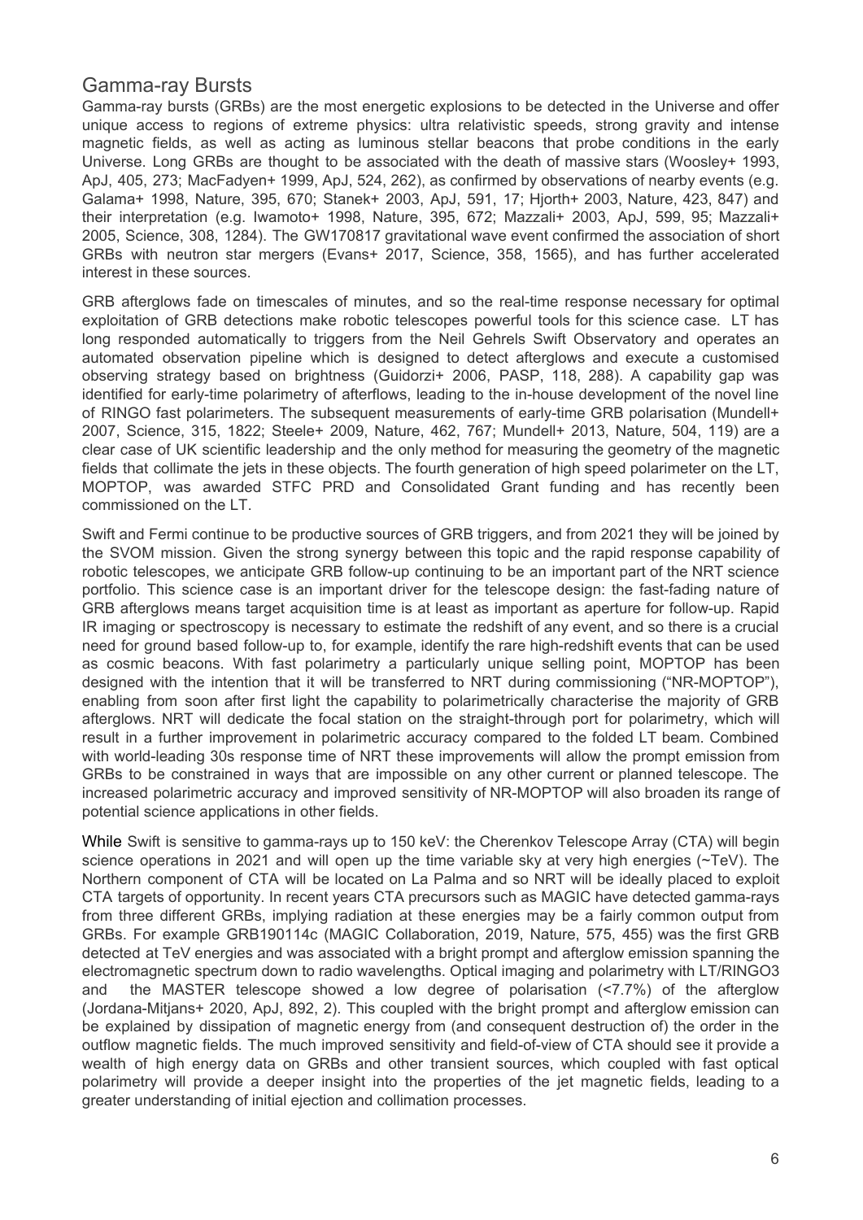## Gamma-ray Bursts

Gamma-ray bursts (GRBs) are the most energetic explosions to be detected in the Universe and offer unique access to regions of extreme physics: ultra relativistic speeds, strong gravity and intense magnetic fields, as well as acting as luminous stellar beacons that probe conditions in the early Universe. Long GRBs are thought to be associated with the death of massive stars (Woosley+ 1993, ApJ, 405, 273; MacFadyen+ 1999, ApJ, 524, 262), as confirmed by observations of nearby events (e.g. Galama+ 1998, Nature, 395, 670; Stanek+ 2003, ApJ, 591, 17; Hjorth+ 2003, Nature, 423, 847) and their interpretation (e.g. Iwamoto+ 1998, Nature, 395, 672; Mazzali+ 2003, ApJ, 599, 95; Mazzali+ 2005, Science, 308, 1284). The GW170817 gravitational wave event confirmed the association of short GRBs with neutron star mergers (Evans+ 2017, Science, 358, 1565), and has further accelerated interest in these sources.

GRB afterglows fade on timescales of minutes, and so the real-time response necessary for optimal exploitation of GRB detections make robotic telescopes powerful tools for this science case. LT has long responded automatically to triggers from the Neil Gehrels Swift Observatory and operates an automated observation pipeline which is designed to detect afterglows and execute a customised observing strategy based on brightness (Guidorzi+ 2006, PASP, 118, 288). A capability gap was identified for early-time polarimetry of afterflows, leading to the in-house development of the novel line of RINGO fast polarimeters. The subsequent measurements of early-time GRB polarisation (Mundell+ 2007, Science, 315, 1822; Steele+ 2009, Nature, 462, 767; Mundell+ 2013, Nature, 504, 119) are a clear case of UK scientific leadership and the only method for measuring the geometry of the magnetic fields that collimate the jets in these objects. The fourth generation of high speed polarimeter on the LT, MOPTOP, was awarded STFC PRD and Consolidated Grant funding and has recently been commissioned on the LT.

Swift and Fermi continue to be productive sources of GRB triggers, and from 2021 they will be joined by the SVOM mission. Given the strong synergy between this topic and the rapid response capability of robotic telescopes, we anticipate GRB follow-up continuing to be an important part of the NRT science portfolio. This science case is an important driver for the telescope design: the fast-fading nature of GRB afterglows means target acquisition time is at least as important as aperture for follow-up. Rapid IR imaging or spectroscopy is necessary to estimate the redshift of any event, and so there is a crucial need for ground based follow-up to, for example, identify the rare high-redshift events that can be used as cosmic beacons. With fast polarimetry a particularly unique selling point, MOPTOP has been designed with the intention that it will be transferred to NRT during commissioning ("NR-MOPTOP"), enabling from soon after first light the capability to polarimetrically characterise the majority of GRB afterglows. NRT will dedicate the focal station on the straight-through port for polarimetry, which will result in a further improvement in polarimetric accuracy compared to the folded LT beam. Combined with world-leading 30s response time of NRT these improvements will allow the prompt emission from GRBs to be constrained in ways that are impossible on any other current or planned telescope. The increased polarimetric accuracy and improved sensitivity of NR-MOPTOP will also broaden its range of potential science applications in other fields.

While Swift is sensitive to gamma-rays up to 150 keV: the Cherenkov Telescope Array (CTA) will begin science operations in 2021 and will open up the time variable sky at very high energies (~TeV). The Northern component of CTA will be located on La Palma and so NRT will be ideally placed to exploit CTA targets of opportunity. In recent years CTA precursors such as MAGIC have detected gamma-rays from three different GRBs, implying radiation at these energies may be a fairly common output from GRBs. For example GRB190114c (MAGIC Collaboration, 2019, Nature, 575, 455) was the first GRB detected at TeV energies and was associated with a bright prompt and afterglow emission spanning the electromagnetic spectrum down to radio wavelengths. Optical imaging and polarimetry with LT/RINGO3 and the MASTER telescope showed a low degree of polarisation (<7.7%) of the afterglow (Jordana-Mitjans+ 2020, ApJ, 892, 2). This coupled with the bright prompt and afterglow emission can be explained by dissipation of magnetic energy from (and consequent destruction of) the order in the outflow magnetic fields. The much improved sensitivity and field-of-view of CTA should see it provide a wealth of high energy data on GRBs and other transient sources, which coupled with fast optical polarimetry will provide a deeper insight into the properties of the jet magnetic fields, leading to a greater understanding of initial ejection and collimation processes.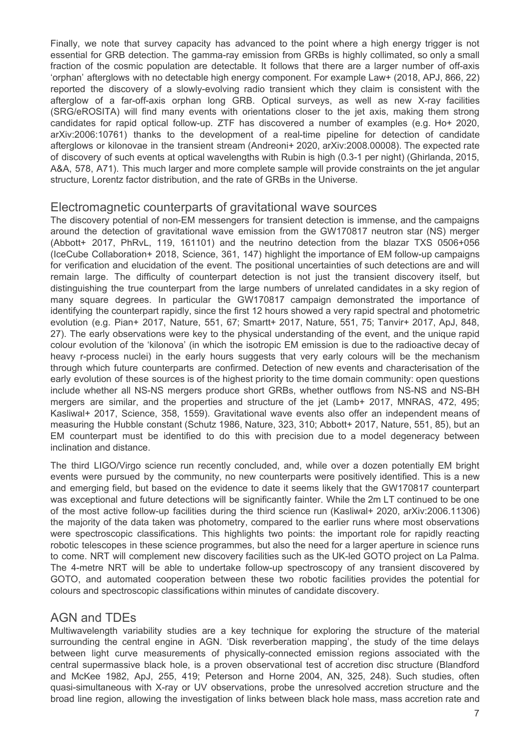Finally, we note that survey capacity has advanced to the point where a high energy trigger is not essential for GRB detection. The gamma-ray emission from GRBs is highly collimated, so only a small fraction of the cosmic population are detectable. It follows that there are a larger number of off-axis 'orphan' afterglows with no detectable high energy component. For example Law+ (2018, APJ, 866, 22) reported the discovery of a slowly-evolving radio transient which they claim is consistent with the afterglow of a far-off-axis orphan long GRB. Optical surveys, as well as new X-ray facilities (SRG/eROSITA) will find many events with orientations closer to the jet axis, making them strong candidates for rapid optical follow-up. ZTF has discovered a number of examples (e.g. Ho+ 2020, arXiv:2006:10761) thanks to the development of a real-time pipeline for detection of candidate afterglows or kilonovae in the transient stream (Andreoni+ 2020, arXiv:2008.00008). The expected rate of discovery of such events at optical wavelengths with Rubin is high (0.3-1 per night) (Ghirlanda, 2015, A&A, 578, A71). This much larger and more complete sample will provide constraints on the jet angular structure, Lorentz factor distribution, and the rate of GRBs in the Universe.

## Electromagnetic counterparts of gravitational wave sources

The discovery potential of non-EM messengers for transient detection is immense, and the campaigns around the detection of gravitational wave emission from the GW170817 neutron star (NS) merger (Abbott+ 2017, PhRvL, 119, 161101) and the neutrino detection from the blazar TXS 0506+056 (IceCube Collaboration+ 2018, Science, 361, 147) highlight the importance of EM follow-up campaigns for verification and elucidation of the event. The positional uncertainties of such detections are and will remain large. The difficulty of counterpart detection is not just the transient discovery itself, but distinguishing the true counterpart from the large numbers of unrelated candidates in a sky region of many square degrees. In particular the GW170817 campaign demonstrated the importance of identifying the counterpart rapidly, since the first 12 hours showed a very rapid spectral and photometric evolution (e.g. Pian+ 2017, Nature, 551, 67; Smartt+ 2017, Nature, 551, 75; Tanvir+ 2017, ApJ, 848, 27). The early observations were key to the physical understanding of the event, and the unique rapid colour evolution of the 'kilonova' (in which the isotropic EM emission is due to the radioactive decay of heavy r-process nuclei) in the early hours suggests that very early colours will be the mechanism through which future counterparts are confirmed. Detection of new events and characterisation of the early evolution of these sources is of the highest priority to the time domain community: open questions include whether all NS-NS mergers produce short GRBs, whether outflows from NS-NS and NS-BH mergers are similar, and the properties and structure of the jet (Lamb+ 2017, MNRAS, 472, 495; Kasliwal+ 2017, Science, 358, 1559). Gravitational wave events also offer an independent means of measuring the Hubble constant (Schutz 1986, Nature, 323, 310; Abbott+ 2017, Nature, 551, 85), but an EM counterpart must be identified to do this with precision due to a model degeneracy between inclination and distance.

The third LIGO/Virgo science run recently concluded, and, while over a dozen potentially EM bright events were pursued by the community, no new counterparts were positively identified. This is a new and emerging field, but based on the evidence to date it seems likely that the GW170817 counterpart was exceptional and future detections will be significantly fainter. While the 2m LT continued to be one of the most active follow-up facilities during the third science run (Kasliwal+ 2020, arXiv:2006.11306) the majority of the data taken was photometry, compared to the earlier runs where most observations were spectroscopic classifications. This highlights two points: the important role for rapidly reacting robotic telescopes in these science programmes, but also the need for a larger aperture in science runs to come. NRT will complement new discovery facilities such as the UK-led GOTO project on La Palma. The 4-metre NRT will be able to undertake follow-up spectroscopy of any transient discovered by GOTO, and automated cooperation between these two robotic facilities provides the potential for colours and spectroscopic classifications within minutes of candidate discovery.

## AGN and TDEs

Multiwavelength variability studies are a key technique for exploring the structure of the material surrounding the central engine in AGN. 'Disk reverberation mapping', the study of the time delays between light curve measurements of physically-connected emission regions associated with the central supermassive black hole, is a proven observational test of accretion disc structure (Blandford and McKee 1982, ApJ, 255, 419; Peterson and Horne 2004, AN, 325, 248). Such studies, often quasi-simultaneous with X-ray or UV observations, probe the unresolved accretion structure and the broad line region, allowing the investigation of links between black hole mass, mass accretion rate and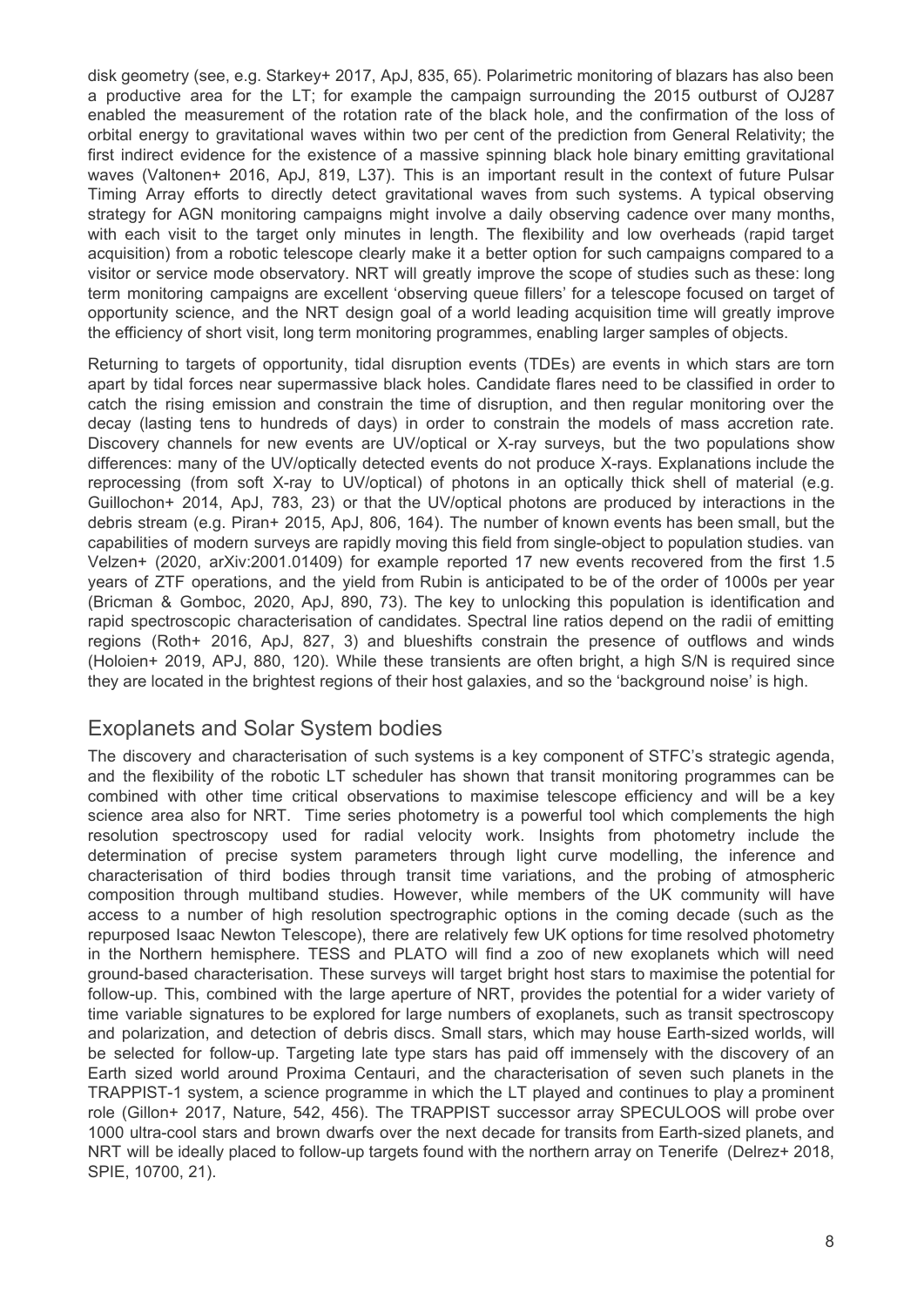disk geometry (see, e.g. Starkey+ 2017, ApJ, 835, 65). Polarimetric monitoring of blazars has also been a productive area for the LT; for example the campaign surrounding the 2015 outburst of OJ287 enabled the measurement of the rotation rate of the black hole, and the confirmation of the loss of orbital energy to gravitational waves within two per cent of the prediction from General Relativity; the first indirect evidence for the existence of a massive spinning black hole binary emitting gravitational waves (Valtonen+ 2016, ApJ, 819, L37). This is an important result in the context of future Pulsar Timing Array efforts to directly detect gravitational waves from such systems. A typical observing strategy for AGN monitoring campaigns might involve a daily observing cadence over many months, with each visit to the target only minutes in length. The flexibility and low overheads (rapid target acquisition) from a robotic telescope clearly make it a better option for such campaigns compared to a visitor or service mode observatory. NRT will greatly improve the scope of studies such as these: long term monitoring campaigns are excellent 'observing queue fillers' for a telescope focused on target of opportunity science, and the NRT design goal of a world leading acquisition time will greatly improve the efficiency of short visit, long term monitoring programmes, enabling larger samples of objects.

Returning to targets of opportunity, tidal disruption events (TDEs) are events in which stars are torn apart by tidal forces near supermassive black holes. Candidate flares need to be classified in order to catch the rising emission and constrain the time of disruption, and then regular monitoring over the decay (lasting tens to hundreds of days) in order to constrain the models of mass accretion rate. Discovery channels for new events are UV/optical or X-ray surveys, but the two populations show differences: many of the UV/optically detected events do not produce X-rays. Explanations include the reprocessing (from soft X-ray to UV/optical) of photons in an optically thick shell of material (e.g. Guillochon+ 2014, ApJ, 783, 23) or that the UV/optical photons are produced by interactions in the debris stream (e.g. Piran+ 2015, ApJ, 806, 164). The number of known events has been small, but the capabilities of modern surveys are rapidly moving this field from single-object to population studies. van Velzen+ (2020, arXiv:2001.01409) for example reported 17 new events recovered from the first 1.5 years of ZTF operations, and the yield from Rubin is anticipated to be of the order of 1000s per year (Bricman & Gomboc, 2020, ApJ, 890, 73). The key to unlocking this population is identification and rapid spectroscopic characterisation of candidates. Spectral line ratios depend on the radii of emitting regions (Roth+ 2016, ApJ, 827, 3) and blueshifts constrain the presence of outflows and winds (Holoien+ 2019, APJ, 880, 120). While these transients are often bright, a high S/N is required since they are located in the brightest regions of their host galaxies, and so the 'background noise' is high.

## Exoplanets and Solar System bodies

The discovery and characterisation of such systems is a key component of STFC's strategic agenda, and the flexibility of the robotic LT scheduler has shown that transit monitoring programmes can be combined with other time critical observations to maximise telescope efficiency and will be a key science area also for NRT. Time series photometry is a powerful tool which complements the high resolution spectroscopy used for radial velocity work. Insights from photometry include the determination of precise system parameters through light curve modelling, the inference and characterisation of third bodies through transit time variations, and the probing of atmospheric composition through multiband studies. However, while members of the UK community will have access to a number of high resolution spectrographic options in the coming decade (such as the repurposed Isaac Newton Telescope), there are relatively few UK options for time resolved photometry in the Northern hemisphere. TESS and PLATO will find a zoo of new exoplanets which will need ground-based characterisation. These surveys will target bright host stars to maximise the potential for follow-up. This, combined with the large aperture of NRT, provides the potential for a wider variety of time variable signatures to be explored for large numbers of exoplanets, such as transit spectroscopy and polarization, and detection of debris discs. Small stars, which may house Earth-sized worlds, will be selected for follow-up. Targeting late type stars has paid off immensely with the discovery of an Earth sized world around Proxima Centauri, and the characterisation of seven such planets in the TRAPPIST-1 system, a science programme in which the LT played and continues to play a prominent role (Gillon+ 2017, Nature, 542, 456). The TRAPPIST successor array SPECULOOS will probe over 1000 ultra-cool stars and brown dwarfs over the next decade for transits from Earth-sized planets, and NRT will be ideally placed to follow-up targets found with the northern array on Tenerife (Delrez+ 2018, SPIE, 10700, 21).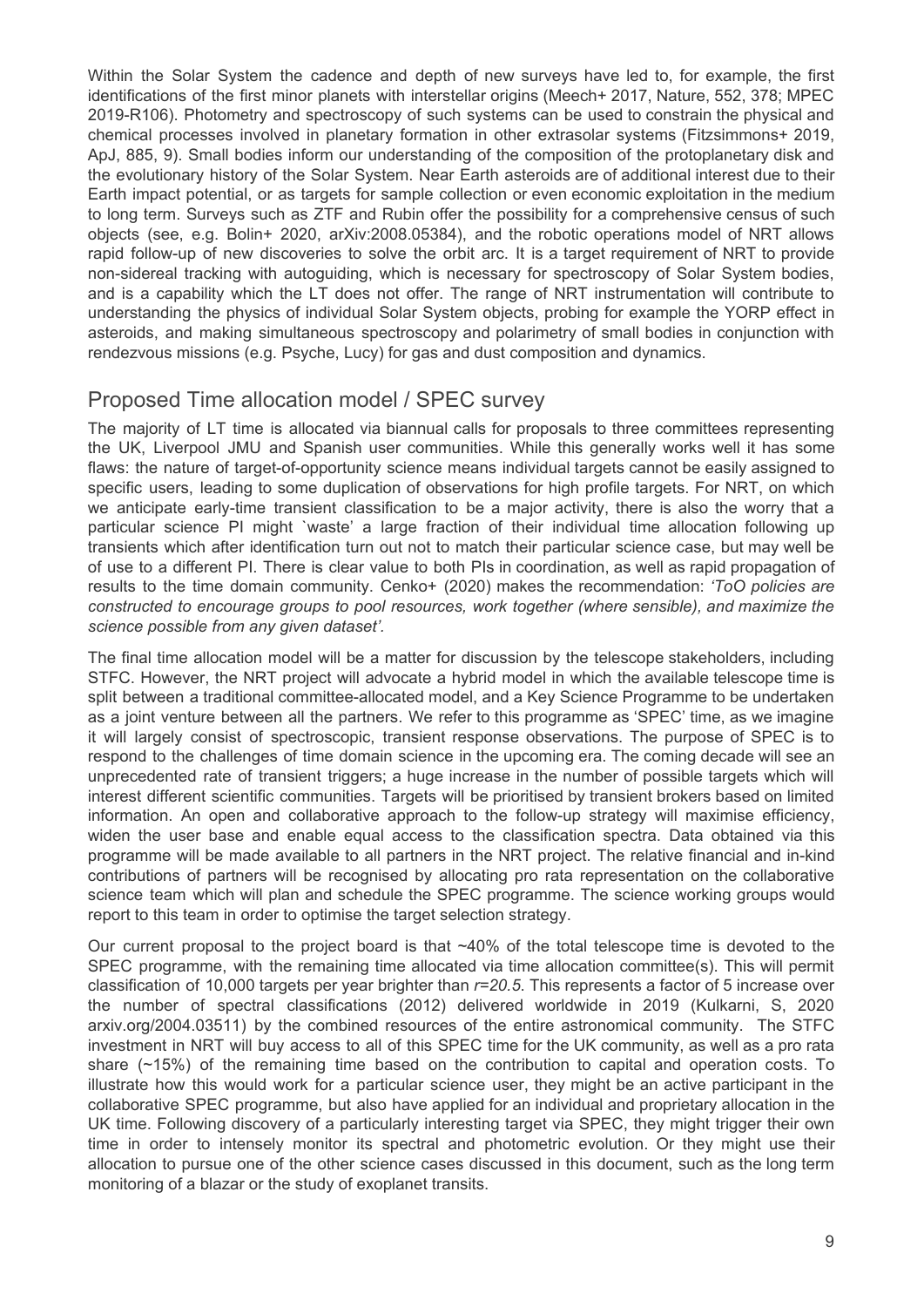Within the Solar System the cadence and depth of new surveys have led to, for example, the first identifications of the first minor planets with interstellar origins (Meech+ 2017, Nature, 552, 378; MPEC 2019-R106). Photometry and spectroscopy of such systems can be used to constrain the physical and chemical processes involved in planetary formation in other extrasolar systems (Fitzsimmons+ 2019, ApJ, 885, 9). Small bodies inform our understanding of the composition of the protoplanetary disk and the evolutionary history of the Solar System. Near Earth asteroids are of additional interest due to their Earth impact potential, or as targets for sample collection or even economic exploitation in the medium to long term. Surveys such as ZTF and Rubin offer the possibility for a comprehensive census of such objects (see, e.g. Bolin+ 2020, arXiv:2008.05384), and the robotic operations model of NRT allows rapid follow-up of new discoveries to solve the orbit arc. It is a target requirement of NRT to provide non-sidereal tracking with autoguiding, which is necessary for spectroscopy of Solar System bodies, and is a capability which the LT does not offer. The range of NRT instrumentation will contribute to understanding the physics of individual Solar System objects, probing for example the YORP effect in asteroids, and making simultaneous spectroscopy and polarimetry of small bodies in conjunction with rendezvous missions (e.g. Psyche, Lucy) for gas and dust composition and dynamics.

## Proposed Time allocation model / SPEC survey

The majority of LT time is allocated via biannual calls for proposals to three committees representing the UK, Liverpool JMU and Spanish user communities. While this generally works well it has some flaws: the nature of target-of-opportunity science means individual targets cannot be easily assigned to specific users, leading to some duplication of observations for high profile targets. For NRT, on which we anticipate early-time transient classification to be a major activity, there is also the worry that a particular science PI might `waste' a large fraction of their individual time allocation following up transients which after identification turn out not to match their particular science case, but may well be of use to a different PI. There is clear value to both PIs in coordination, as well as rapid propagation of results to the time domain community. Cenko+ (2020) makes the recommendation: *'ToO policies are constructed to encourage groups to pool resources, work together (where sensible), and maximize the science possible from any given dataset'*.

The final time allocation model will be a matter for discussion by the telescope stakeholders, including STFC. However, the NRT project will advocate a hybrid model in which the available telescope time is split between a traditional committee-allocated model, and a Key Science Programme to be undertaken as a joint venture between all the partners. We refer to this programme as 'SPEC' time, as we imagine it will largely consist of spectroscopic, transient response observations. The purpose of SPEC is to respond to the challenges of time domain science in the upcoming era. The coming decade will see an unprecedented rate of transient triggers; a huge increase in the number of possible targets which will interest different scientific communities. Targets will be prioritised by transient brokers based on limited information. An open and collaborative approach to the follow-up strategy will maximise efficiency, widen the user base and enable equal access to the classification spectra. Data obtained via this programme will be made available to all partners in the NRT project. The relative financial and in-kind contributions of partners will be recognised by allocating pro rata representation on the collaborative science team which will plan and schedule the SPEC programme. The science working groups would report to this team in order to optimise the target selection strategy.

Our current proposal to the project board is that ~40% of the total telescope time is devoted to the SPEC programme, with the remaining time allocated via time allocation committee(s). This will permit classification of 10,000 targets per year brighter than $r=20.5$. This represents a factor of 5 increase over the number of spectral classifications (2012) delivered worldwide in 2019 (Kulkarni, S, 2020 arxiv.org/2004.03511) by the combined resources of the entire astronomical community. The STFC investment in NRT will buy access to all of this SPEC time for the UK community, as well as a pro rata share (~15%) of the remaining time based on the contribution to capital and operation costs. To illustrate how this would work for a particular science user, they might be an active participant in the collaborative SPEC programme, but also have applied for an individual and proprietary allocation in the UK time. Following discovery of a particularly interesting target via SPEC, they might trigger their own time in order to intensely monitor its spectral and photometric evolution. Or they might use their allocation to pursue one of the other science cases discussed in this document, such as the long term monitoring of a blazar or the study of exoplanet transits.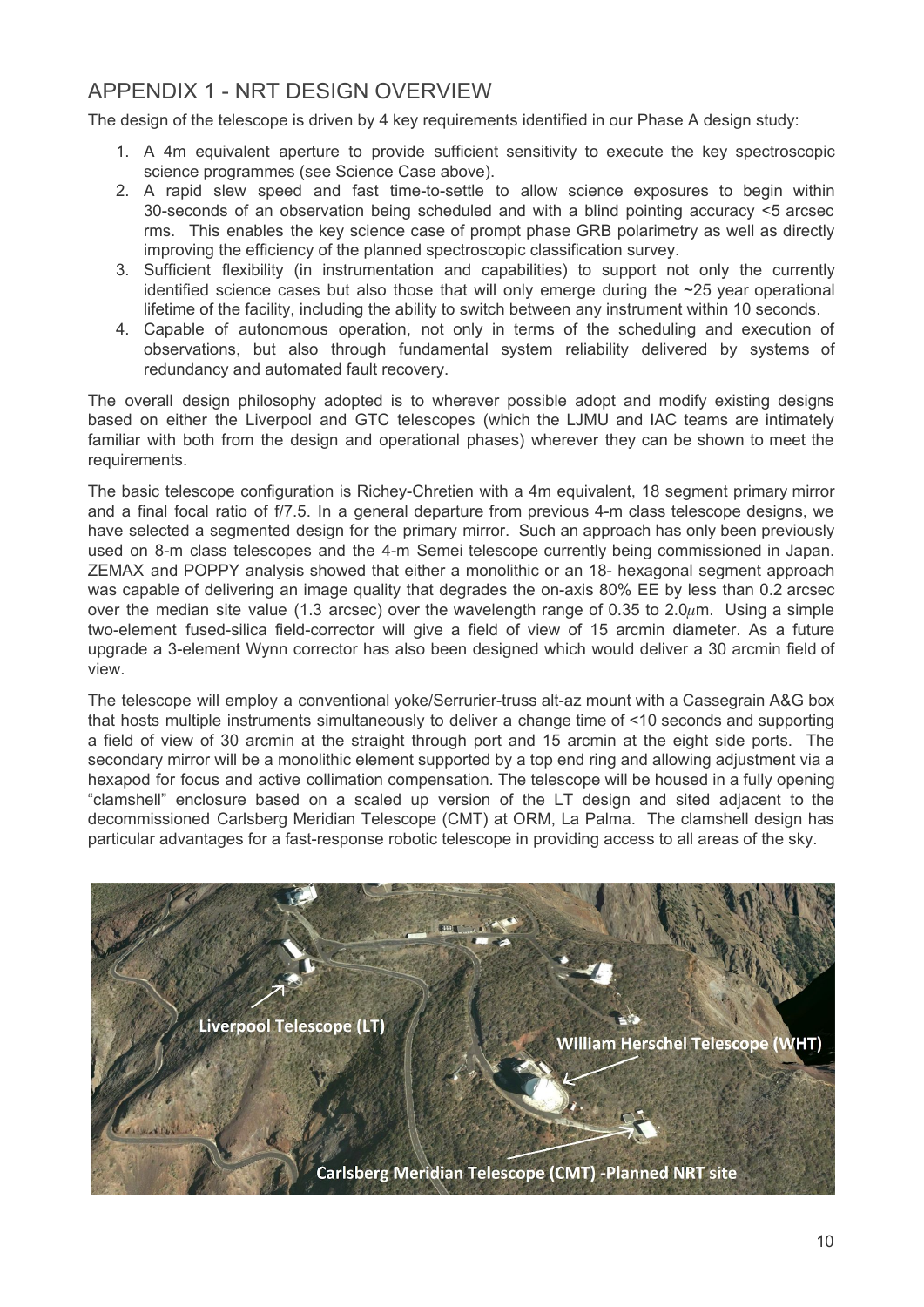## APPENDIX 1 - NRT DESIGN OVERVIEW

The design of the telescope is driven by 4 key requirements identified in our Phase A design study:

1. A 4m equivalent aperture to provide sufficient sensitivity to execute the key spectroscopic science programmes (see Science Case above).
2. A rapid slew speed and fast time-to-settle to allow science exposures to begin within 30-seconds of an observation being scheduled and with a blind pointing accuracy <5 arcsec rms. This enables the key science case of prompt phase GRB polarimetry as well as directly improving the efficiency of the planned spectroscopic classification survey.
3. Sufficient flexibility (in instrumentation and capabilities) to support not only the currently identified science cases but also those that will only emerge during the ~25 year operational lifetime of the facility, including the ability to switch between any instrument within 10 seconds.
4. Capable of autonomous operation, not only in terms of the scheduling and execution of observations, but also through fundamental system reliability delivered by systems of redundancy and automated fault recovery.

The overall design philosophy adopted is to wherever possible adopt and modify existing designs based on either the Liverpool and GTC telescopes (which the LJMU and IAC teams are intimately familiar with both from the design and operational phases) wherever they can be shown to meet the requirements.

The basic telescope configuration is Richey-Chretien with a 4m equivalent, 18 segment primary mirror and a final focal ratio of f/7.5. In a general departure from previous 4-m class telescope designs, we have selected a segmented design for the primary mirror. Such an approach has only been previously used on 8-m class telescopes and the 4-m Semei telescope currently being commissioned in Japan. ZEMAX and POPPY analysis showed that either a monolithic or an 18- hexagonal segment approach was capable of delivering an image quality that degrades the on-axis 80% EE by less than 0.2 arcsec over the median site value (1.3 arcsec) over the wavelength range of 0.35 to 2.0$\mu$m. Using a simple two-element fused-silica field-corrector will give a field of view of 15 arcmin diameter. As a future upgrade a 3-element Wynn corrector has also been designed which would deliver a 30 arcmin field of view.

The telescope will employ a conventional yoke/Serrurier-truss alt-az mount with a Cassegrain A&G box that hosts multiple instruments simultaneously to deliver a change time of <10 seconds and supporting a field of view of 30 arcmin at the straight through port and 15 arcmin at the eight side ports. The secondary mirror will be a monolithic element supported by a top end ring and allowing adjustment via a hexapod for focus and active collimation compensation. The telescope will be housed in a fully opening "clamshell" enclosure based on a scaled up version of the LT design and sited adjacent to the decommissioned Carlsberg Meridian Telescope (CMT) at ORM, La Palma. The clamshell design has particular advantages for a fast-response robotic telescope in providing access to all areas of the sky.

Liverpool Telescope (LT)

William Herschel Telescope (WHT)

Carlsberg Meridian Telescope (CMT) -Planned NRT site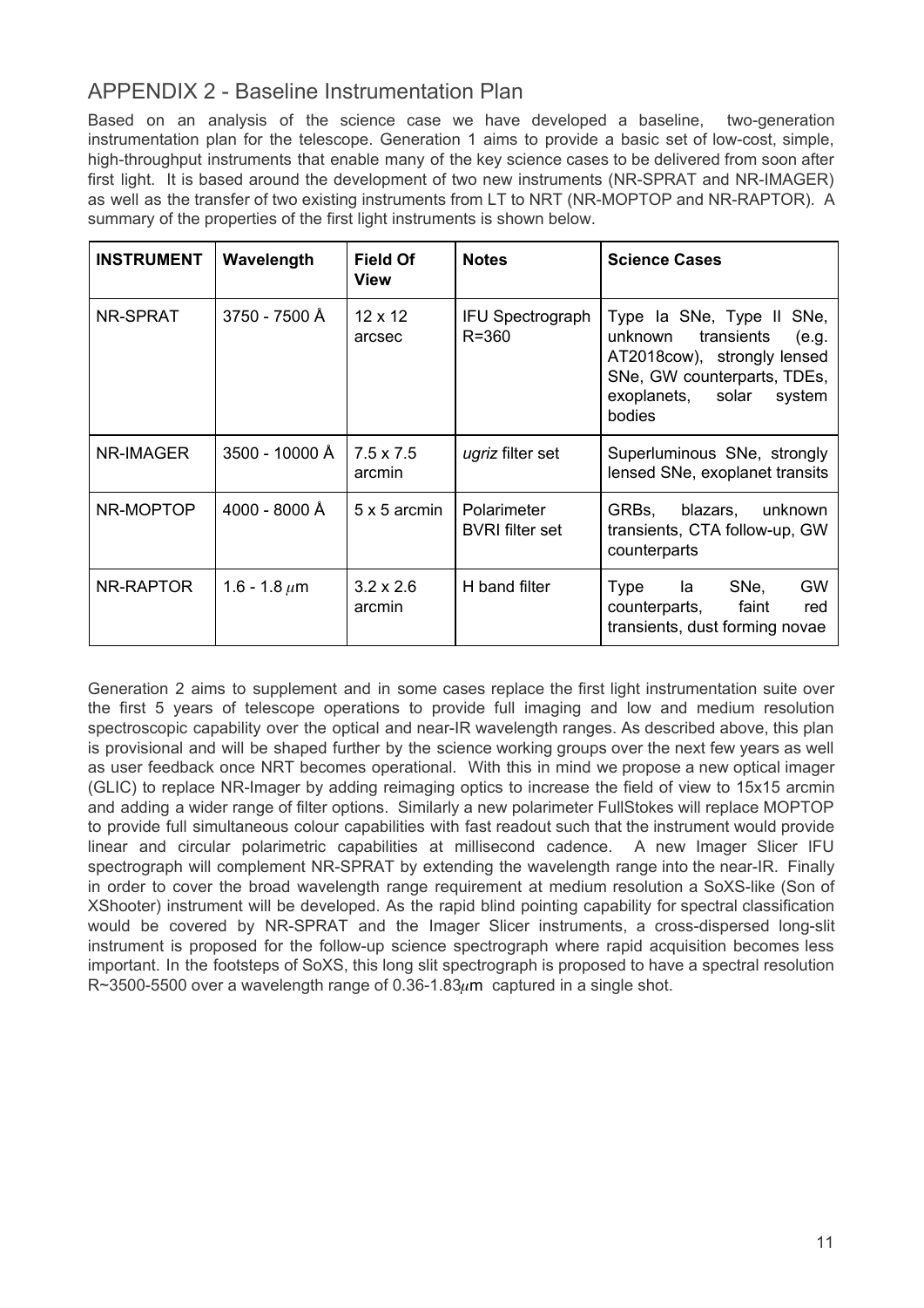## APPENDIX 2 - Baseline Instrumentation Plan

Based on an analysis of the science case we have developed a baseline, two-generation instrumentation plan for the telescope. Generation 1 aims to provide a basic set of low-cost, simple, high-throughput instruments that enable many of the key science cases to be delivered from soon after first light. It is based around the development of two new instruments (NR-SPRAT and NR-IMAGER) as well as the transfer of two existing instruments from LT to NRT (NR-MOPTOP and NR-RAPTOR). A summary of the properties of the first light instruments is shown below.

| **INSTRUMENT** | **Wavelength** | **Field Of View** | **Notes** | **Science Cases** |
|---|---|---|---|---|
| NR-SPRAT | 3750 - 7500 Å | 12 x 12 arcsec | IFU Spectrograph R=360 | Type Ia SNe, Type II SNe, unknown transients (e.g. AT2018cow), strongly lensed SNe, GW counterparts, TDEs, exoplanets, solar system bodies |
| NR-IMAGER | 3500 - 10000 Å | 7.5 x 7.5 arcmin | *ugriz* filter set | Superluminous SNe, strongly lensed SNe, exoplanet transits |
| NR-MOPTOP | 4000 - 8000 Å | 5 x 5 arcmin | Polarimeter BVRI filter set | GRBs, blazars, unknown transients, CTA follow-up, GW counterparts |
| NR-RAPTOR | 1.6 - 1.8 $\mu$m | 3.2 x 2.6 arcmin | H band filter | Type Ia SNe, GW counterparts, faint red transients, dust forming novae |

Generation 2 aims to supplement and in some cases replace the first light instrumentation suite over the first 5 years of telescope operations to provide full imaging and low and medium resolution spectroscopic capability over the optical and near-IR wavelength ranges. As described above, this plan is provisional and will be shaped further by the science working groups over the next few years as well as user feedback once NRT becomes operational. With this in mind we propose a new optical imager (GLIC) to replace NR-Imager by adding reimaging optics to increase the field of view to 15x15 arcmin and adding a wider range of filter options. Similarly a new polarimeter FullStokes will replace MOPTOP to provide full simultaneous colour capabilities with fast readout such that the instrument would provide linear and circular polarimetric capabilities at millisecond cadence. A new Imager Slicer IFU spectrograph will complement NR-SPRAT by extending the wavelength range into the near-IR. Finally in order to cover the broad wavelength range requirement at medium resolution a SoXS-like (Son of XShooter) instrument will be developed. As the rapid blind pointing capability for spectral classification would be covered by NR-SPRAT and the Imager Slicer instruments, a cross-dispersed long-slit instrument is proposed for the follow-up science spectrograph where rapid acquisition becomes less important. In the footsteps of SoXS, this long slit spectrograph is proposed to have a spectral resolution R~3500-5500 over a wavelength range of 0.36-1.83$\mu$m captured in a single shot.